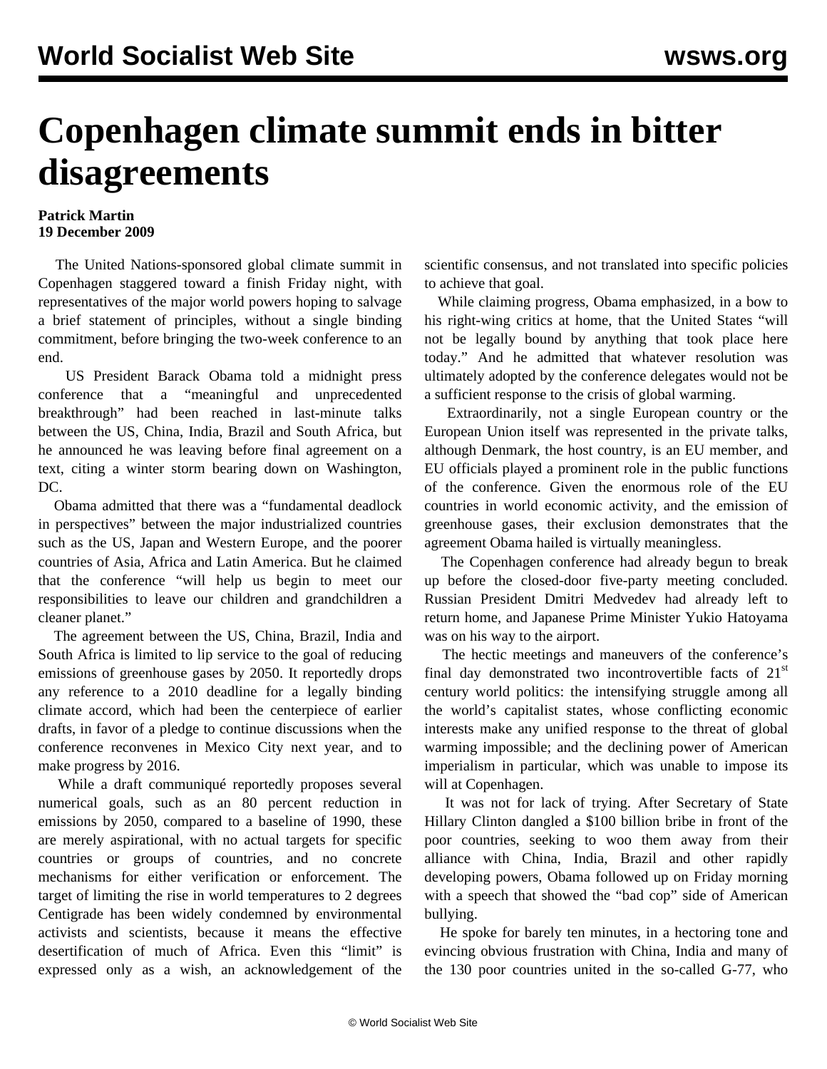# Copenhagen climate summit ends in bitter disagreements

**Patrick Martin**
**19 December 2009**

The United Nations-sponsored global climate summit in Copenhagen staggered toward a finish Friday night, with representatives of the major world powers hoping to salvage a brief statement of principles, without a single binding commitment, before bringing the two-week conference to an end.

US President Barack Obama told a midnight press conference that a "meaningful and unprecedented breakthrough" had been reached in last-minute talks between the US, China, India, Brazil and South Africa, but he announced he was leaving before final agreement on a text, citing a winter storm bearing down on Washington, DC.

Obama admitted that there was a "fundamental deadlock in perspectives" between the major industrialized countries such as the US, Japan and Western Europe, and the poorer countries of Asia, Africa and Latin America. But he claimed that the conference "will help us begin to meet our responsibilities to leave our children and grandchildren a cleaner planet."

The agreement between the US, China, Brazil, India and South Africa is limited to lip service to the goal of reducing emissions of greenhouse gases by 2050. It reportedly drops any reference to a 2010 deadline for a legally binding climate accord, which had been the centerpiece of earlier drafts, in favor of a pledge to continue discussions when the conference reconvenes in Mexico City next year, and to make progress by 2016.

While a draft communiqué reportedly proposes several numerical goals, such as an 80 percent reduction in emissions by 2050, compared to a baseline of 1990, these are merely aspirational, with no actual targets for specific countries or groups of countries, and no concrete mechanisms for either verification or enforcement. The target of limiting the rise in world temperatures to 2 degrees Centigrade has been widely condemned by environmental activists and scientists, because it means the effective desertification of much of Africa. Even this "limit" is expressed only as a wish, an acknowledgement of the scientific consensus, and not translated into specific policies to achieve that goal.

While claiming progress, Obama emphasized, in a bow to his right-wing critics at home, that the United States "will not be legally bound by anything that took place here today." And he admitted that whatever resolution was ultimately adopted by the conference delegates would not be a sufficient response to the crisis of global warming.

Extraordinarily, not a single European country or the European Union itself was represented in the private talks, although Denmark, the host country, is an EU member, and EU officials played a prominent role in the public functions of the conference. Given the enormous role of the EU countries in world economic activity, and the emission of greenhouse gases, their exclusion demonstrates that the agreement Obama hailed is virtually meaningless.

The Copenhagen conference had already begun to break up before the closed-door five-party meeting concluded. Russian President Dmitri Medvedev had already left to return home, and Japanese Prime Minister Yukio Hatoyama was on his way to the airport.

The hectic meetings and maneuvers of the conference's final day demonstrated two incontrovertible facts of 21st century world politics: the intensifying struggle among all the world's capitalist states, whose conflicting economic interests make any unified response to the threat of global warming impossible; and the declining power of American imperialism in particular, which was unable to impose its will at Copenhagen.

It was not for lack of trying. After Secretary of State Hillary Clinton dangled a $100 billion bribe in front of the poor countries, seeking to woo them away from their alliance with China, India, Brazil and other rapidly developing powers, Obama followed up on Friday morning with a speech that showed the "bad cop" side of American bullying.

He spoke for barely ten minutes, in a hectoring tone and evincing obvious frustration with China, India and many of the 130 poor countries united in the so-called G-77, who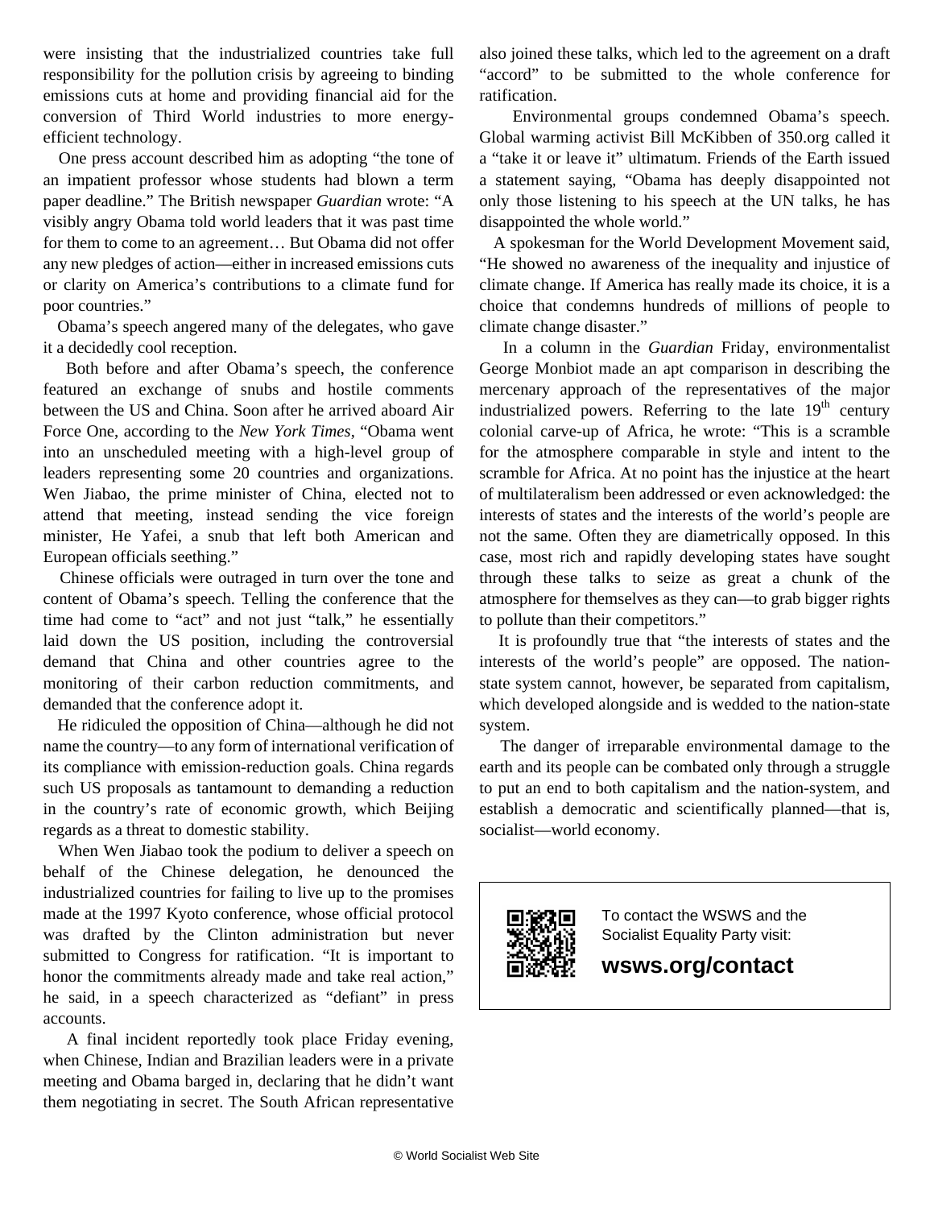were insisting that the industrialized countries take full responsibility for the pollution crisis by agreeing to binding emissions cuts at home and providing financial aid for the conversion of Third World industries to more energy-efficient technology.

One press account described him as adopting "the tone of an impatient professor whose students had blown a term paper deadline." The British newspaper *Guardian* wrote: "A visibly angry Obama told world leaders that it was past time for them to come to an agreement… But Obama did not offer any new pledges of action—either in increased emissions cuts or clarity on America's contributions to a climate fund for poor countries."

Obama's speech angered many of the delegates, who gave it a decidedly cool reception.

Both before and after Obama's speech, the conference featured an exchange of snubs and hostile comments between the US and China. Soon after he arrived aboard Air Force One, according to the *New York Times*, "Obama went into an unscheduled meeting with a high-level group of leaders representing some 20 countries and organizations. Wen Jiabao, the prime minister of China, elected not to attend that meeting, instead sending the vice foreign minister, He Yafei, a snub that left both American and European officials seething."

Chinese officials were outraged in turn over the tone and content of Obama's speech. Telling the conference that the time had come to "act" and not just "talk," he essentially laid down the US position, including the controversial demand that China and other countries agree to the monitoring of their carbon reduction commitments, and demanded that the conference adopt it.

He ridiculed the opposition of China—although he did not name the country—to any form of international verification of its compliance with emission-reduction goals. China regards such US proposals as tantamount to demanding a reduction in the country's rate of economic growth, which Beijing regards as a threat to domestic stability.

When Wen Jiabao took the podium to deliver a speech on behalf of the Chinese delegation, he denounced the industrialized countries for failing to live up to the promises made at the 1997 Kyoto conference, whose official protocol was drafted by the Clinton administration but never submitted to Congress for ratification. "It is important to honor the commitments already made and take real action," he said, in a speech characterized as "defiant" in press accounts.

A final incident reportedly took place Friday evening, when Chinese, Indian and Brazilian leaders were in a private meeting and Obama barged in, declaring that he didn't want them negotiating in secret. The South African representative also joined these talks, which led to the agreement on a draft "accord" to be submitted to the whole conference for ratification.

Environmental groups condemned Obama's speech. Global warming activist Bill McKibben of 350.org called it a "take it or leave it" ultimatum. Friends of the Earth issued a statement saying, "Obama has deeply disappointed not only those listening to his speech at the UN talks, he has disappointed the whole world."

A spokesman for the World Development Movement said, "He showed no awareness of the inequality and injustice of climate change. If America has really made its choice, it is a choice that condemns hundreds of millions of people to climate change disaster."

In a column in the *Guardian* Friday, environmentalist George Monbiot made an apt comparison in describing the mercenary approach of the representatives of the major industrialized powers. Referring to the late 19th century colonial carve-up of Africa, he wrote: "This is a scramble for the atmosphere comparable in style and intent to the scramble for Africa. At no point has the injustice at the heart of multilateralism been addressed or even acknowledged: the interests of states and the interests of the world's people are not the same. Often they are diametrically opposed. In this case, most rich and rapidly developing states have sought through these talks to seize as great a chunk of the atmosphere for themselves as they can—to grab bigger rights to pollute than their competitors."

It is profoundly true that "the interests of states and the interests of the world's people" are opposed. The nation-state system cannot, however, be separated from capitalism, which developed alongside and is wedded to the nation-state system.

The danger of irreparable environmental damage to the earth and its people can be combated only through a struggle to put an end to both capitalism and the nation-system, and establish a democratic and scientifically planned—that is, socialist—world economy.

To contact the WSWS and the Socialist Equality Party visit:

**wsws.org/contact**